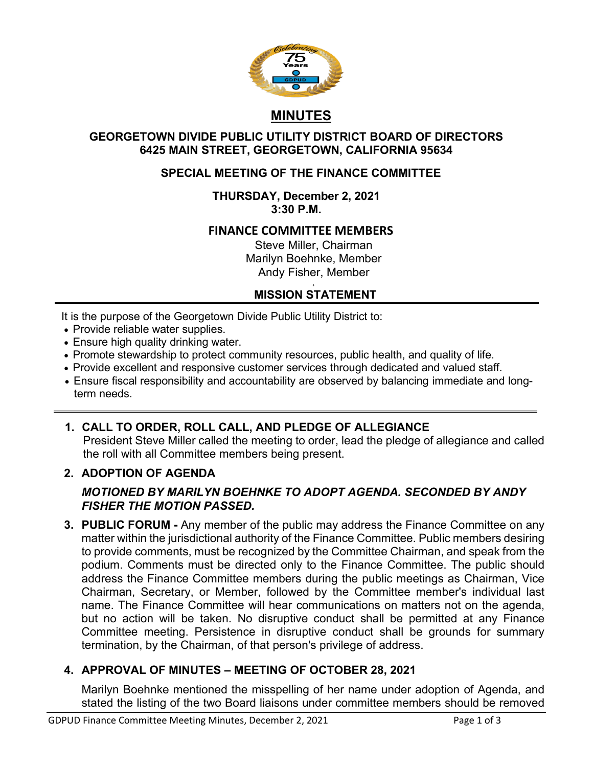# MINUTES

## GEORGETOWN DIVIDE PUBLIC UTILITY DISTRICT BOARD OF DIRECTORS
## 6425 MAIN STREET, GEORGETOWN, CALIFORNIA 95634

### SPECIAL MEETING OF THE FINANCE COMMITTEE

**THURSDAY, December 2, 2021**
**3:30 P.M.**

### FINANCE COMMITTEE MEMBERS

Steve Miller, Chairman
Marilyn Boehnke, Member
Andy Fisher, Member

### MISSION STATEMENT

It is the purpose of the Georgetown Divide Public Utility District to:

- Provide reliable water supplies.
- Ensure high quality drinking water.
- Promote stewardship to protect community resources, public health, and quality of life.
- Provide excellent and responsive customer services through dedicated and valued staff.
- Ensure fiscal responsibility and accountability are observed by balancing immediate and long-term needs.

---

1. **CALL TO ORDER, ROLL CALL, AND PLEDGE OF ALLEGIANCE**
   President Steve Miller called the meeting to order, lead the pledge of allegiance and called the roll with all Committee members being present.

2. **ADOPTION OF AGENDA**

   ***MOTIONED BY MARILYN BOEHNKE TO ADOPT AGENDA. SECONDED BY ANDY FISHER THE MOTION PASSED.***

3. **PUBLIC FORUM -** Any member of the public may address the Finance Committee on any matter within the jurisdictional authority of the Finance Committee. Public members desiring to provide comments, must be recognized by the Committee Chairman, and speak from the podium. Comments must be directed only to the Finance Committee. The public should address the Finance Committee members during the public meetings as Chairman, Vice Chairman, Secretary, or Member, followed by the Committee member's individual last name. The Finance Committee will hear communications on matters not on the agenda, but no action will be taken. No disruptive conduct shall be permitted at any Finance Committee meeting. Persistence in disruptive conduct shall be grounds for summary termination, by the Chairman, of that person's privilege of address.

4. **APPROVAL OF MINUTES – MEETING OF OCTOBER 28, 2021**

   Marilyn Boehnke mentioned the misspelling of her name under adoption of Agenda, and stated the listing of the two Board liaisons under committee members should be removed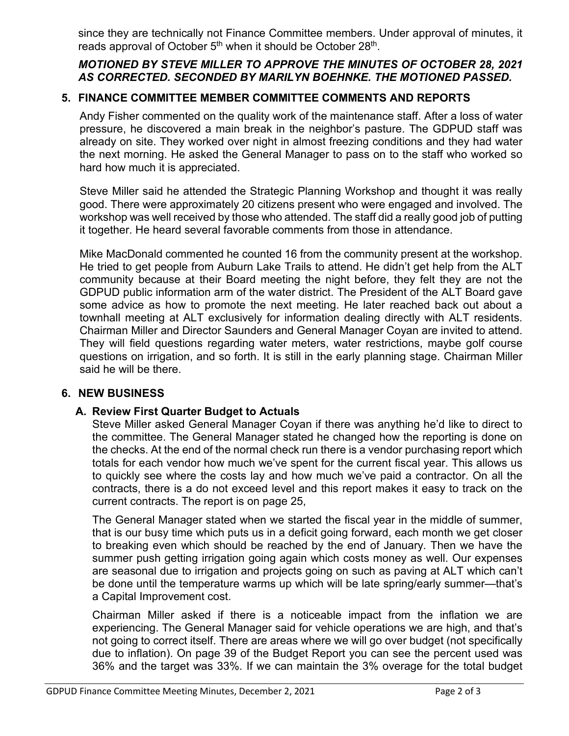since they are technically not Finance Committee members. Under approval of minutes, it reads approval of October 5th when it should be October 28th.

***MOTIONED BY STEVE MILLER TO APPROVE THE MINUTES OF OCTOBER 28, 2021 AS CORRECTED. SECONDED BY MARILYN BOEHNKE. THE MOTIONED PASSED.***

## 5. FINANCE COMMITTEE MEMBER COMMITTEE COMMENTS AND REPORTS

Andy Fisher commented on the quality work of the maintenance staff. After a loss of water pressure, he discovered a main break in the neighbor's pasture. The GDPUD staff was already on site. They worked over night in almost freezing conditions and they had water the next morning. He asked the General Manager to pass on to the staff who worked so hard how much it is appreciated.

Steve Miller said he attended the Strategic Planning Workshop and thought it was really good. There were approximately 20 citizens present who were engaged and involved. The workshop was well received by those who attended. The staff did a really good job of putting it together. He heard several favorable comments from those in attendance.

Mike MacDonald commented he counted 16 from the community present at the workshop. He tried to get people from Auburn Lake Trails to attend. He didn't get help from the ALT community because at their Board meeting the night before, they felt they are not the GDPUD public information arm of the water district. The President of the ALT Board gave some advice as how to promote the next meeting. He later reached back out about a townhall meeting at ALT exclusively for information dealing directly with ALT residents. Chairman Miller and Director Saunders and General Manager Coyan are invited to attend. They will field questions regarding water meters, water restrictions, maybe golf course questions on irrigation, and so forth. It is still in the early planning stage. Chairman Miller said he will be there.

## 6. NEW BUSINESS

### A. Review First Quarter Budget to Actuals

Steve Miller asked General Manager Coyan if there was anything he'd like to direct to the committee. The General Manager stated he changed how the reporting is done on the checks. At the end of the normal check run there is a vendor purchasing report which totals for each vendor how much we've spent for the current fiscal year. This allows us to quickly see where the costs lay and how much we've paid a contractor. On all the contracts, there is a do not exceed level and this report makes it easy to track on the current contracts. The report is on page 25,

The General Manager stated when we started the fiscal year in the middle of summer, that is our busy time which puts us in a deficit going forward, each month we get closer to breaking even which should be reached by the end of January. Then we have the summer push getting irrigation going again which costs money as well. Our expenses are seasonal due to irrigation and projects going on such as paving at ALT which can't be done until the temperature warms up which will be late spring/early summer—that's a Capital Improvement cost.

Chairman Miller asked if there is a noticeable impact from the inflation we are experiencing. The General Manager said for vehicle operations we are high, and that's not going to correct itself. There are areas where we will go over budget (not specifically due to inflation). On page 39 of the Budget Report you can see the percent used was 36% and the target was 33%. If we can maintain the 3% overage for the total budget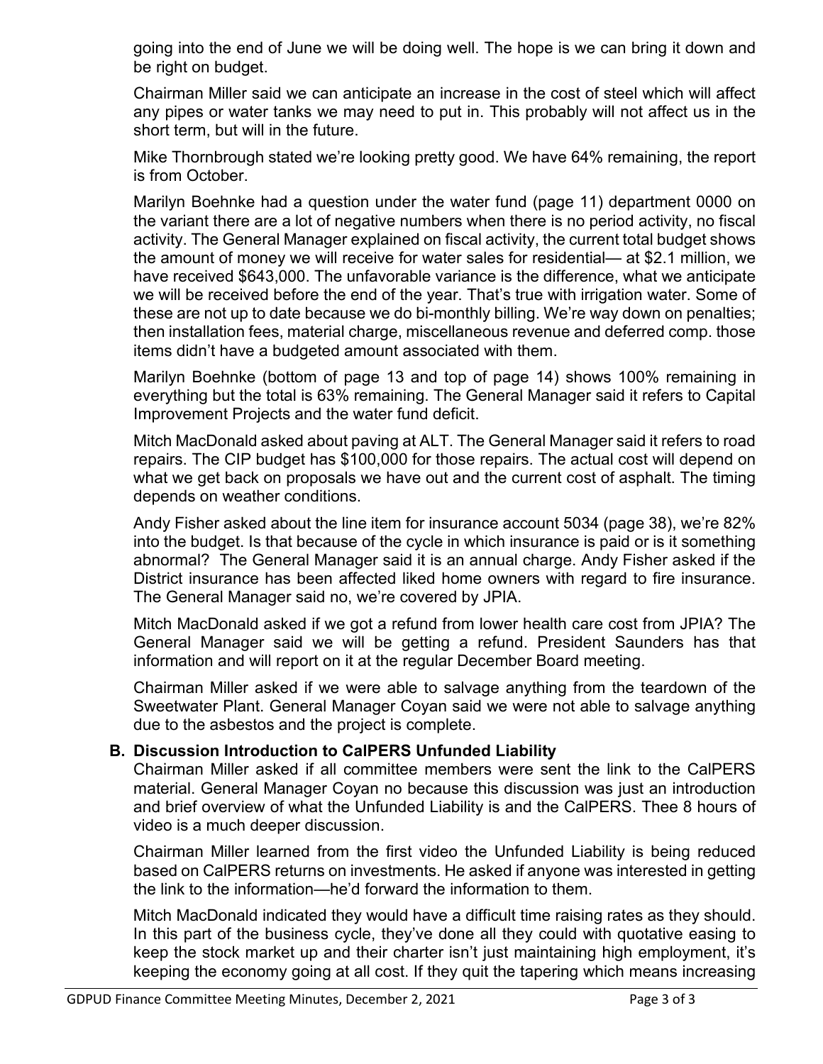going into the end of June we will be doing well. The hope is we can bring it down and be right on budget.

Chairman Miller said we can anticipate an increase in the cost of steel which will affect any pipes or water tanks we may need to put in. This probably will not affect us in the short term, but will in the future.

Mike Thornbrough stated we're looking pretty good. We have 64% remaining, the report is from October.

Marilyn Boehnke had a question under the water fund (page 11) department 0000 on the variant there are a lot of negative numbers when there is no period activity, no fiscal activity. The General Manager explained on fiscal activity, the current total budget shows the amount of money we will receive for water sales for residential— at $2.1 million, we have received $643,000. The unfavorable variance is the difference, what we anticipate we will be received before the end of the year. That's true with irrigation water. Some of these are not up to date because we do bi-monthly billing. We're way down on penalties; then installation fees, material charge, miscellaneous revenue and deferred comp. those items didn't have a budgeted amount associated with them.

Marilyn Boehnke (bottom of page 13 and top of page 14) shows 100% remaining in everything but the total is 63% remaining. The General Manager said it refers to Capital Improvement Projects and the water fund deficit.

Mitch MacDonald asked about paving at ALT. The General Manager said it refers to road repairs. The CIP budget has $100,000 for those repairs. The actual cost will depend on what we get back on proposals we have out and the current cost of asphalt. The timing depends on weather conditions.

Andy Fisher asked about the line item for insurance account 5034 (page 38), we're 82% into the budget. Is that because of the cycle in which insurance is paid or is it something abnormal? The General Manager said it is an annual charge. Andy Fisher asked if the District insurance has been affected liked home owners with regard to fire insurance. The General Manager said no, we're covered by JPIA.

Mitch MacDonald asked if we got a refund from lower health care cost from JPIA? The General Manager said we will be getting a refund. President Saunders has that information and will report on it at the regular December Board meeting.

Chairman Miller asked if we were able to salvage anything from the teardown of the Sweetwater Plant. General Manager Coyan said we were not able to salvage anything due to the asbestos and the project is complete.

**B. Discussion Introduction to CalPERS Unfunded Liability**

Chairman Miller asked if all committee members were sent the link to the CalPERS material. General Manager Coyan no because this discussion was just an introduction and brief overview of what the Unfunded Liability is and the CalPERS. Thee 8 hours of video is a much deeper discussion.

Chairman Miller learned from the first video the Unfunded Liability is being reduced based on CalPERS returns on investments. He asked if anyone was interested in getting the link to the information—he'd forward the information to them.

Mitch MacDonald indicated they would have a difficult time raising rates as they should. In this part of the business cycle, they've done all they could with quotative easing to keep the stock market up and their charter isn't just maintaining high employment, it's keeping the economy going at all cost. If they quit the tapering which means increasing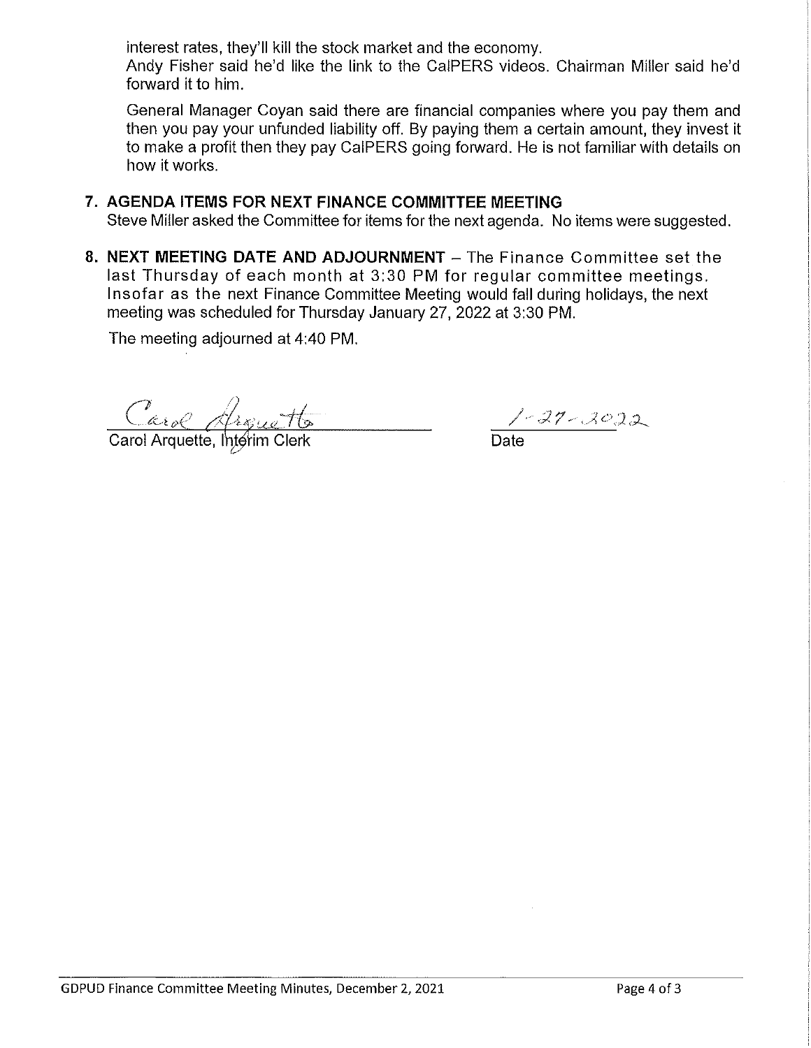interest rates, they'll kill the stock market and the economy.

Andy Fisher said he'd like the link to the CalPERS videos. Chairman Miller said he'd forward it to him.

General Manager Coyan said there are financial companies where you pay them and then you pay your unfunded liability off. By paying them a certain amount, they invest it to make a profit then they pay CalPERS going forward. He is not familiar with details on how it works.

**7. AGENDA ITEMS FOR NEXT FINANCE COMMITTEE MEETING**

Steve Miller asked the Committee for items for the next agenda. No items were suggested.

**8. NEXT MEETING DATE AND ADJOURNMENT** – The Finance Committee set the last Thursday of each month at 3:30 PM for regular committee meetings. Insofar as the next Finance Committee Meeting would fall during holidays, the next meeting was scheduled for Thursday January 27, 2022 at 3:30 PM.

The meeting adjourned at 4:40 PM.

Carol Arquette

Carol Arquette, Interim Clerk

1-27-2022

Date